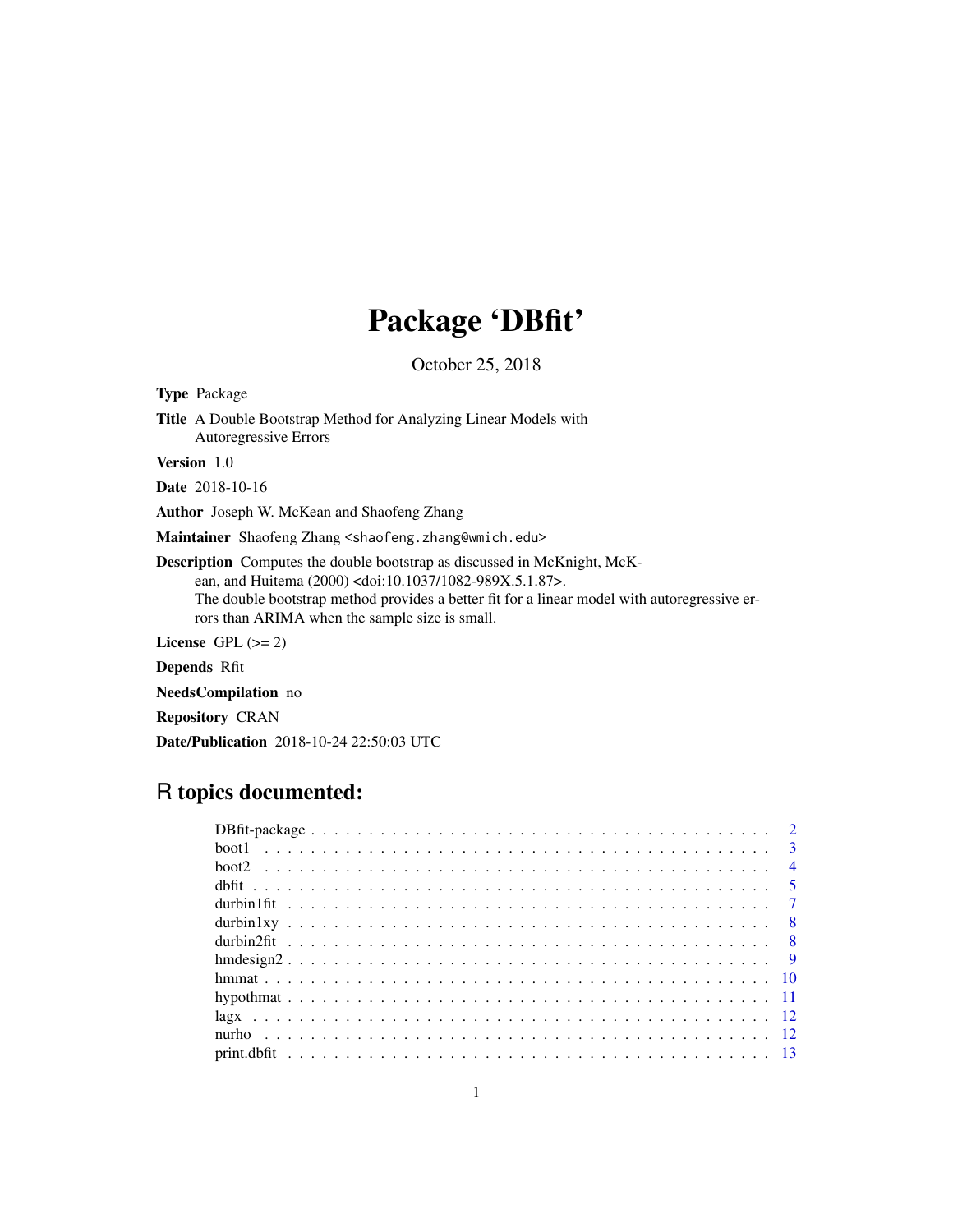# Package 'DBfit'

October 25, 2018

**Type** Package

**Title** A Double Bootstrap Method for Analyzing Linear Models with Autoregressive Errors

**Version** 1.0

**Date** 2018-10-16

**Author** Joseph W. McKean and Shaofeng Zhang

**Maintainer** Shaofeng Zhang <shaofeng.zhang@wmich.edu>

**Description** Computes the double bootstrap as discussed in McKnight, McKean, and Huitema (2000) <doi:10.1037/1082-989X.5.1.87>.
The double bootstrap method provides a better fit for a linear model with autoregressive errors than ARIMA when the sample size is small.

**License** GPL (>= 2)

**Depends** Rfit

**NeedsCompilation** no

**Repository** CRAN

**Date/Publication** 2018-10-24 22:50:03 UTC

## R topics documented:

- DBfit-package . . . . . . . . . . 2
- boot1 . . . . . . . . . . 3
- boot2 . . . . . . . . . . 4
- dbfit . . . . . . . . . . 5
- durbin1fit . . . . . . . . . . 7
- durbin1xy . . . . . . . . . . 8
- durbin2fit . . . . . . . . . . 8
- hmdesign2 . . . . . . . . . . 9
- hmmat . . . . . . . . . . 10
- hypothmat . . . . . . . . . . 11
- lagx . . . . . . . . . . 12
- nurho . . . . . . . . . . 12
- print.dbfit . . . . . . . . . . 13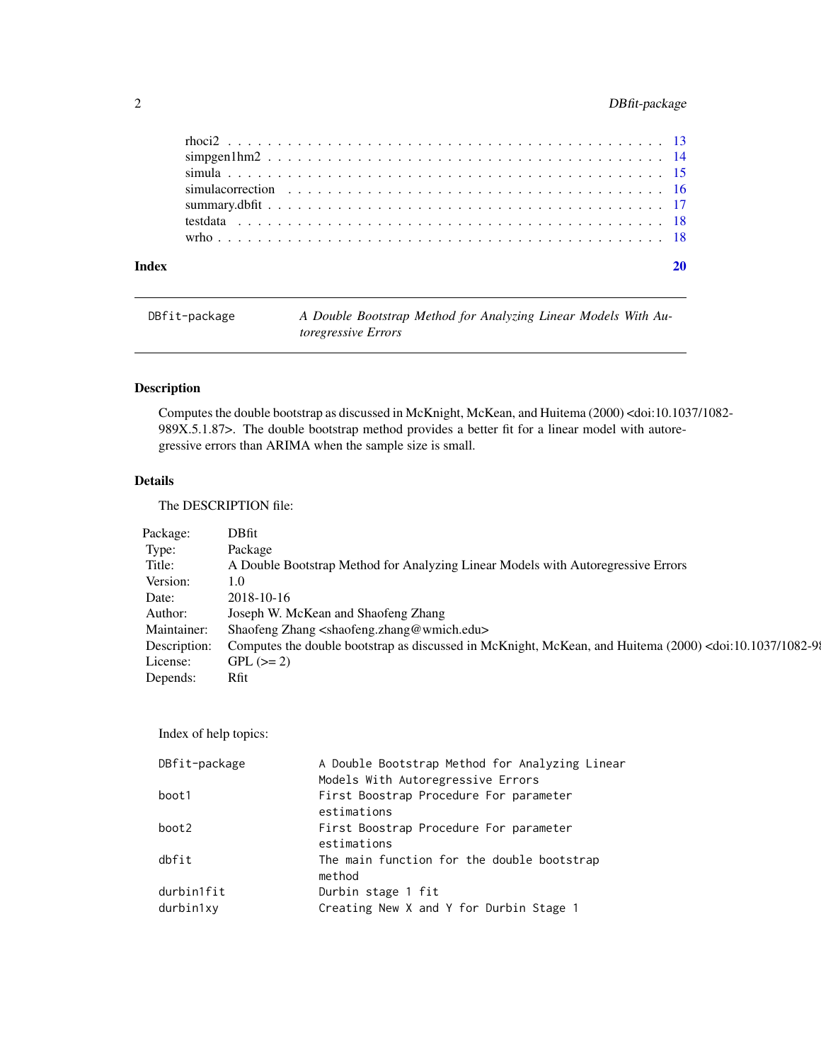| | |
|---|---|
| rhoci2 | 13 |
| simpgen1hm2 | 14 |
| simula | 15 |
| simulacorrection | 16 |
| summary.dbfit | 17 |
| testdata | 18 |
| wrho | 18 |

**Index** **20**

---

`DBfit-package` *A Double Bootstrap Method for Analyzing Linear Models With Autoregressive Errors*

---

## Description

Computes the double bootstrap as discussed in McKnight, McKean, and Huitema (2000) <doi:10.1037/1082-989X.5.1.87>. The double bootstrap method provides a better fit for a linear model with autoregressive errors than ARIMA when the sample size is small.

## Details

The DESCRIPTION file:

| | |
|---|---|
| Package: | DBfit |
| Type: | Package |
| Title: | A Double Bootstrap Method for Analyzing Linear Models with Autoregressive Errors |
| Version: | 1.0 |
| Date: | 2018-10-16 |
| Author: | Joseph W. McKean and Shaofeng Zhang |
| Maintainer: | Shaofeng Zhang <shaofeng.zhang@wmich.edu> |
| Description: | Computes the double bootstrap as discussed in McKnight, McKean, and Huitema (2000) <doi:10.1037/1082-98 |
| License: | GPL (>= 2) |
| Depends: | Rfit |

Index of help topics:

```
DBfit-package           A Double Bootstrap Method for Analyzing Linear
                        Models With Autoregressive Errors
boot1                   First Boostrap Procedure For parameter
                        estimations
boot2                   First Boostrap Procedure For parameter
                        estimations
dbfit                   The main function for the double bootstrap
                        method
durbin1fit              Durbin stage 1 fit
durbin1xy               Creating New X and Y for Durbin Stage 1
```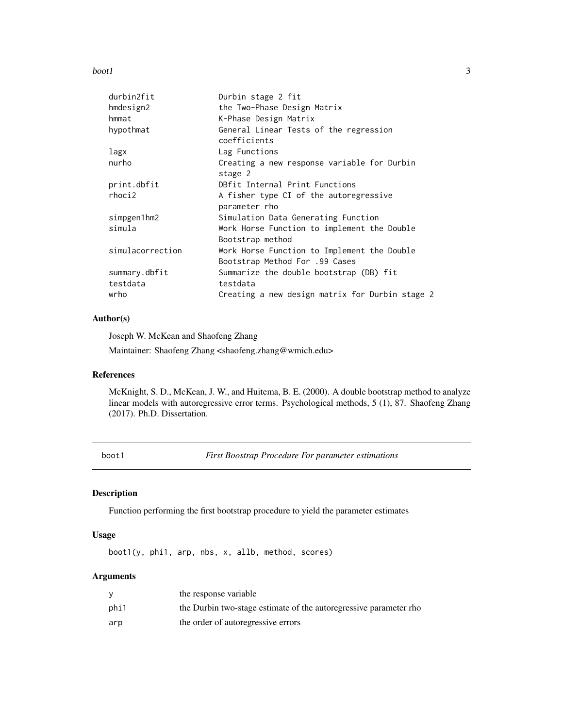| | |
|---|---|
| durbin2fit | Durbin stage 2 fit |
| hmdesign2 | the Two-Phase Design Matrix |
| hmmat | K-Phase Design Matrix |
| hypothmat | General Linear Tests of the regression coefficients |
| lagx | Lag Functions |
| nurho | Creating a new response variable for Durbin stage 2 |
| print.dbfit | DBfit Internal Print Functions |
| rhoci2 | A fisher type CI of the autoregressive parameter rho |
| simpgen1hm2 | Simulation Data Generating Function |
| simula | Work Horse Function to implement the Double Bootstrap method |
| simulacorrection | Work Horse Function to Implement the Double Bootstrap Method For .99 Cases |
| summary.dbfit | Summarize the double bootstrap (DB) fit |
| testdata | testdata |
| wrho | Creating a new design matrix for Durbin stage 2 |

### Author(s)

Joseph W. McKean and Shaofeng Zhang

Maintainer: Shaofeng Zhang <shaofeng.zhang@wmich.edu>

### References

McKnight, S. D., McKean, J. W., and Huitema, B. E. (2000). A double bootstrap method to analyze linear models with autoregressive error terms. Psychological methods, 5 (1), 87. Shaofeng Zhang (2017). Ph.D. Dissertation.

## boot1 — *First Boostrap Procedure For parameter estimations*

### Description

Function performing the first bootstrap procedure to yield the parameter estimates

### Usage

```
boot1(y, phi1, arp, nbs, x, allb, method, scores)
```

### Arguments

| | |
|---|---|
| y | the response variable |
| phi1 | the Durbin two-stage estimate of the autoregressive parameter rho |
| arp | the order of autoregressive errors |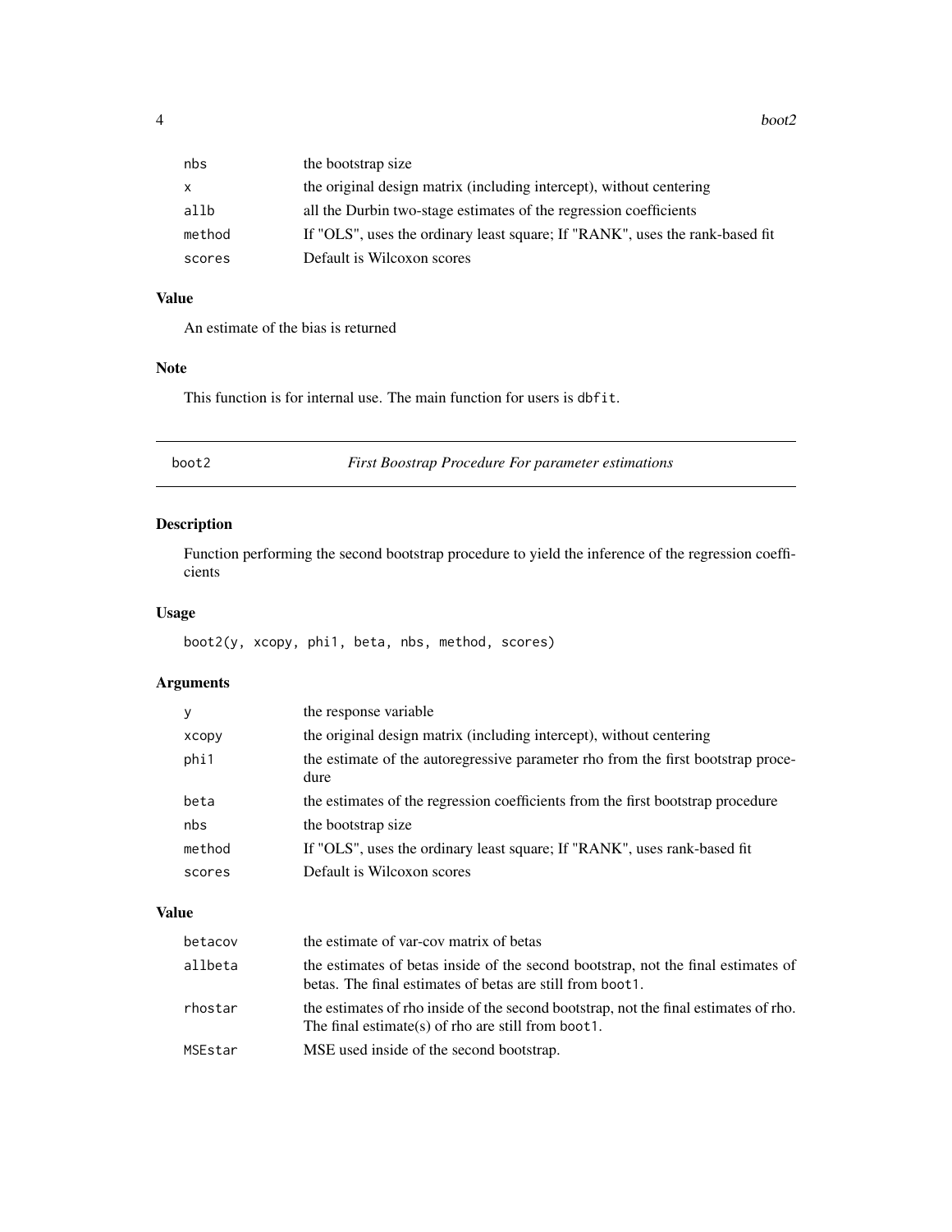| | |
|---|---|
| nbs | the bootstrap size |
| x | the original design matrix (including intercept), without centering |
| allb | all the Durbin two-stage estimates of the regression coefficients |
| method | If "OLS", uses the ordinary least square; If "RANK", uses the rank-based fit |
| scores | Default is Wilcoxon scores |

### Value

An estimate of the bias is returned

### Note

This function is for internal use. The main function for users is `dbfit`.

---

## boot2 — *First Boostrap Procedure For parameter estimations*

### Description

Function performing the second bootstrap procedure to yield the inference of the regression coefficients

### Usage

```
boot2(y, xcopy, phi1, beta, nbs, method, scores)
```

### Arguments

| | |
|---|---|
| y | the response variable |
| xcopy | the original design matrix (including intercept), without centering |
| phi1 | the estimate of the autoregressive parameter rho from the first bootstrap procedure |
| beta | the estimates of the regression coefficients from the first bootstrap procedure |
| nbs | the bootstrap size |
| method | If "OLS", uses the ordinary least square; If "RANK", uses rank-based fit |
| scores | Default is Wilcoxon scores |

### Value

| | |
|---|---|
| betacov | the estimate of var-cov matrix of betas |
| allbeta | the estimates of betas inside of the second bootstrap, not the final estimates of betas. The final estimates of betas are still from `boot1`. |
| rhostar | the estimates of rho inside of the second bootstrap, not the final estimates of rho. The final estimate(s) of rho are still from `boot1`. |
| MSEstar | MSE used inside of the second bootstrap. |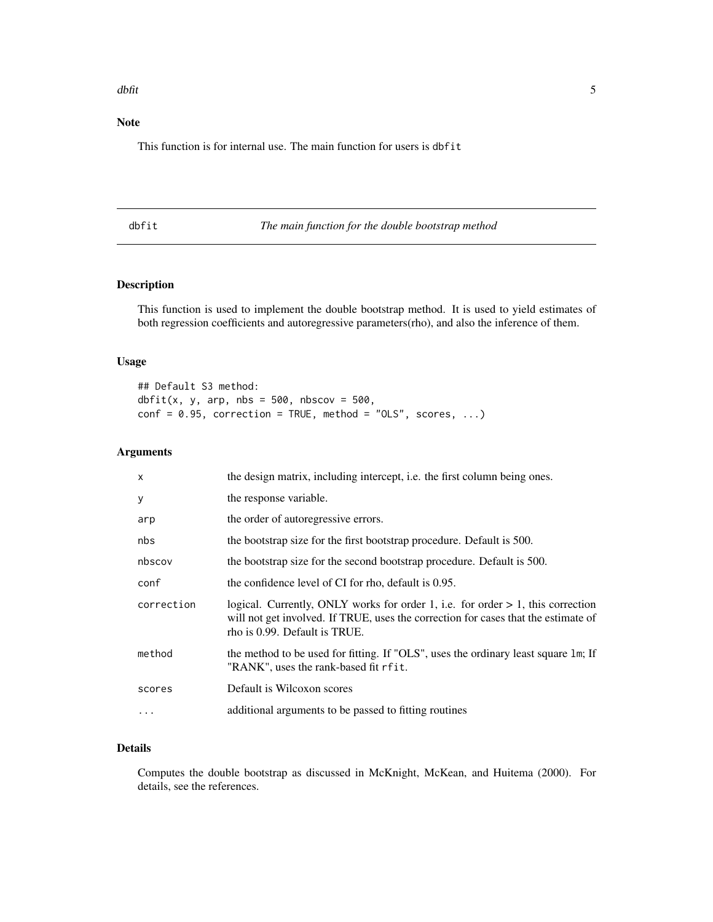## Note

This function is for internal use. The main function for users is `dbfit`

---

# dbfit — *The main function for the double bootstrap method*

---

## Description

This function is used to implement the double bootstrap method. It is used to yield estimates of both regression coefficients and autoregressive parameters(rho), and also the inference of them.

## Usage

```
## Default S3 method:
dbfit(x, y, arp, nbs = 500, nbscov = 500,
conf = 0.95, correction = TRUE, method = "OLS", scores, ...)
```

## Arguments

| | |
|---|---|
| `x` | the design matrix, including intercept, i.e. the first column being ones. |
| `y` | the response variable. |
| `arp` | the order of autoregressive errors. |
| `nbs` | the bootstrap size for the first bootstrap procedure. Default is 500. |
| `nbscov` | the bootstrap size for the second bootstrap procedure. Default is 500. |
| `conf` | the confidence level of CI for rho, default is 0.95. |
| `correction` | logical. Currently, ONLY works for order 1, i.e. for order > 1, this correction will not get involved. If TRUE, uses the correction for cases that the estimate of rho is 0.99. Default is TRUE. |
| `method` | the method to be used for fitting. If "OLS", uses the ordinary least square `lm`; If "RANK", uses the rank-based fit `rfit`. |
| `scores` | Default is Wilcoxon scores |
| `...` | additional arguments to be passed to fitting routines |

## Details

Computes the double bootstrap as discussed in McKnight, McKean, and Huitema (2000). For details, see the references.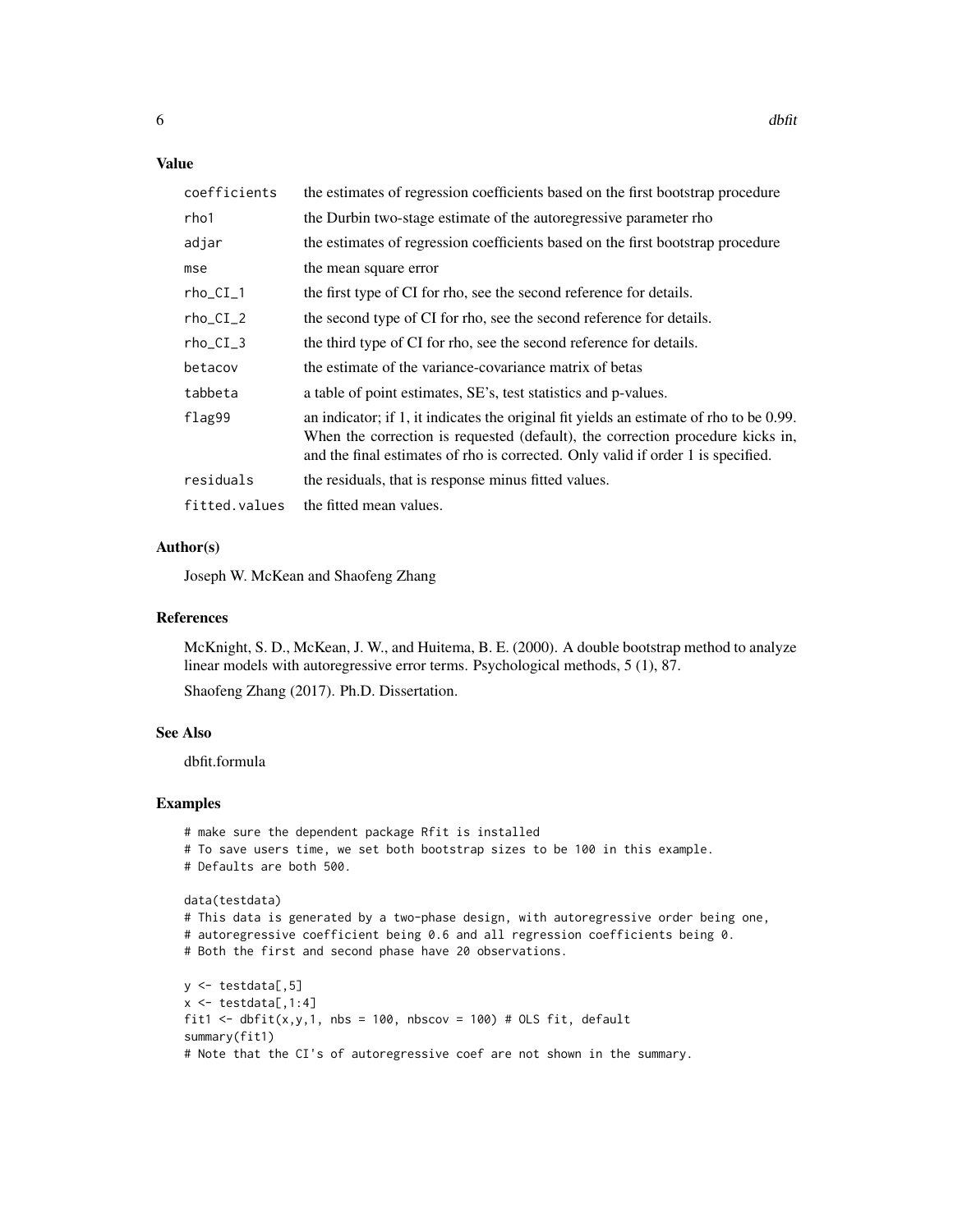### Value

| | |
|---|---|
| coefficients | the estimates of regression coefficients based on the first bootstrap procedure |
| rho1 | the Durbin two-stage estimate of the autoregressive parameter rho |
| adjar | the estimates of regression coefficients based on the first bootstrap procedure |
| mse | the mean square error |
| rho_CI_1 | the first type of CI for rho, see the second reference for details. |
| rho_CI_2 | the second type of CI for rho, see the second reference for details. |
| rho_CI_3 | the third type of CI for rho, see the second reference for details. |
| betacov | the estimate of the variance-covariance matrix of betas |
| tabbeta | a table of point estimates, SE's, test statistics and p-values. |
| flag99 | an indicator; if 1, it indicates the original fit yields an estimate of rho to be 0.99. When the correction is requested (default), the correction procedure kicks in, and the final estimates of rho is corrected. Only valid if order 1 is specified. |
| residuals | the residuals, that is response minus fitted values. |
| fitted.values | the fitted mean values. |

### Author(s)

Joseph W. McKean and Shaofeng Zhang

### References

McKnight, S. D., McKean, J. W., and Huitema, B. E. (2000). A double bootstrap method to analyze linear models with autoregressive error terms. Psychological methods, 5 (1), 87.

Shaofeng Zhang (2017). Ph.D. Dissertation.

### See Also

dbfit.formula

### Examples

```
# make sure the dependent package Rfit is installed
# To save users time, we set both bootstrap sizes to be 100 in this example.
# Defaults are both 500.

data(testdata)
# This data is generated by a two-phase design, with autoregressive order being one,
# autoregressive coefficient being 0.6 and all regression coefficients being 0.
# Both the first and second phase have 20 observations.

y <- testdata[,5]
x <- testdata[,1:4]
fit1 <- dbfit(x,y,1, nbs = 100, nbscov = 100) # OLS fit, default
summary(fit1)
# Note that the CI's of autoregressive coef are not shown in the summary.
```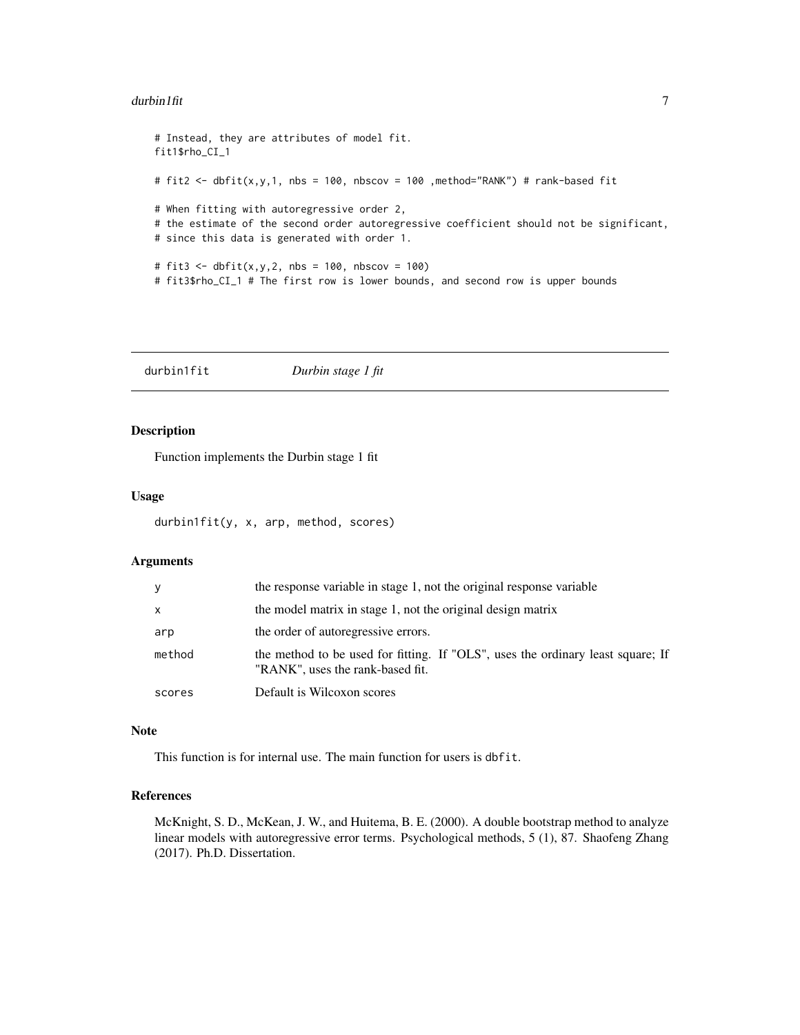```
# Instead, they are attributes of model fit.
fit1$rho_CI_1

# fit2 <- dbfit(x,y,1, nbs = 100, nbscov = 100 ,method="RANK") # rank-based fit

# When fitting with autoregressive order 2,
# the estimate of the second order autoregressive coefficient should not be significant,
# since this data is generated with order 1.

# fit3 <- dbfit(x,y,2, nbs = 100, nbscov = 100)
# fit3$rho_CI_1 # The first row is lower bounds, and second row is upper bounds
```

## durbin1fit *Durbin stage 1 fit*

### Description

Function implements the Durbin stage 1 fit

### Usage

```
durbin1fit(y, x, arp, method, scores)
```

### Arguments

| | |
|---|---|
| y | the response variable in stage 1, not the original response variable |
| x | the model matrix in stage 1, not the original design matrix |
| arp | the order of autoregressive errors. |
| method | the method to be used for fitting. If "OLS", uses the ordinary least square; If "RANK", uses the rank-based fit. |
| scores | Default is Wilcoxon scores |

### Note

This function is for internal use. The main function for users is `dbfit`.

### References

McKnight, S. D., McKean, J. W., and Huitema, B. E. (2000). A double bootstrap method to analyze linear models with autoregressive error terms. Psychological methods, 5 (1), 87. Shaofeng Zhang (2017). Ph.D. Dissertation.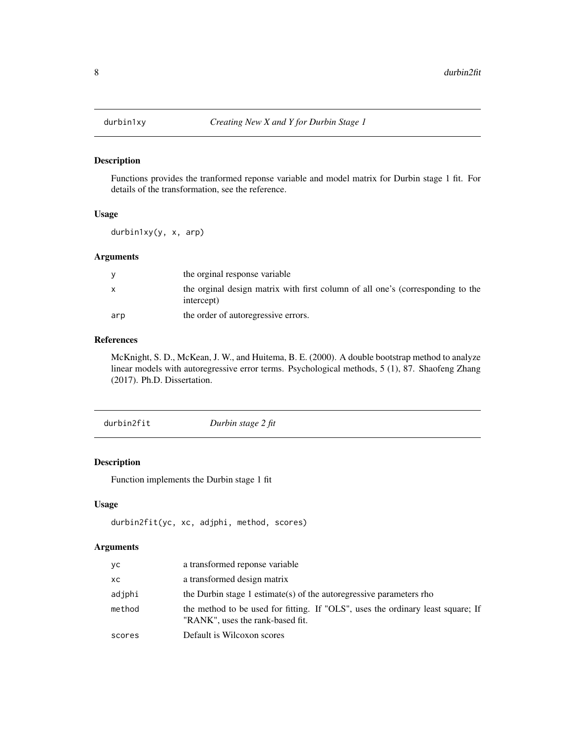## durbin1xy *Creating New X and Y for Durbin Stage 1*

### Description

Functions provides the tranformed reponse variable and model matrix for Durbin stage 1 fit. For details of the transformation, see the reference.

### Usage

```
durbin1xy(y, x, arp)
```

### Arguments

| | |
|---|---|
| y | the orginal response variable |
| x | the orginal design matrix with first column of all one's (corresponding to the intercept) |
| arp | the order of autoregressive errors. |

### References

McKnight, S. D., McKean, J. W., and Huitema, B. E. (2000). A double bootstrap method to analyze linear models with autoregressive error terms. Psychological methods, 5 (1), 87. Shaofeng Zhang (2017). Ph.D. Dissertation.

## durbin2fit *Durbin stage 2 fit*

### Description

Function implements the Durbin stage 1 fit

### Usage

```
durbin2fit(yc, xc, adjphi, method, scores)
```

### Arguments

| | |
|---|---|
| yc | a transformed reponse variable |
| xc | a transformed design matrix |
| adjphi | the Durbin stage 1 estimate(s) of the autoregressive parameters rho |
| method | the method to be used for fitting. If "OLS", uses the ordinary least square; If "RANK", uses the rank-based fit. |
| scores | Default is Wilcoxon scores |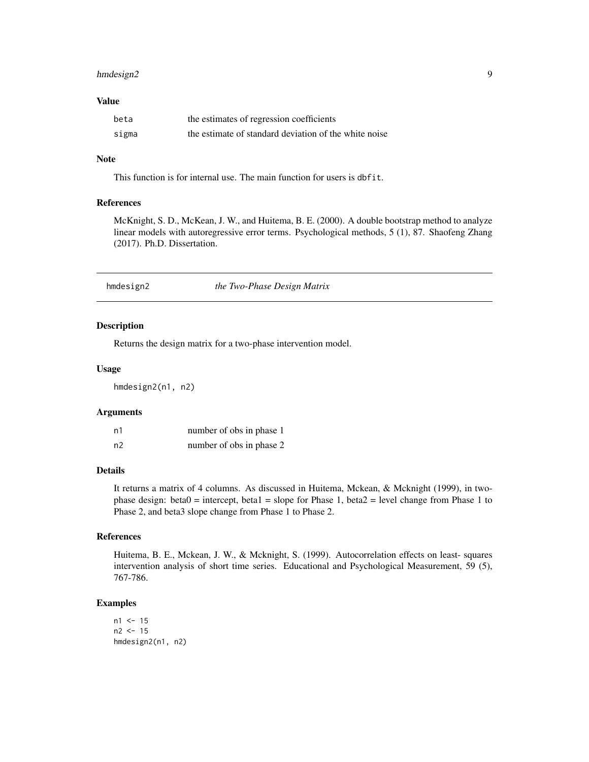### Value

| | |
|---|---|
| beta | the estimates of regression coefficients |
| sigma | the estimate of standard deviation of the white noise |

### Note

This function is for internal use. The main function for users is `dbfit`.

### References

McKnight, S. D., McKean, J. W., and Huitema, B. E. (2000). A double bootstrap method to analyze linear models with autoregressive error terms. Psychological methods, 5 (1), 87. Shaofeng Zhang (2017). Ph.D. Dissertation.

---

## hmdesign2 &nbsp;&nbsp;&nbsp; *the Two-Phase Design Matrix*

---

### Description

Returns the design matrix for a two-phase intervention model.

### Usage

```
hmdesign2(n1, n2)
```

### Arguments

| | |
|---|---|
| n1 | number of obs in phase 1 |
| n2 | number of obs in phase 2 |

### Details

It returns a matrix of 4 columns. As discussed in Huitema, Mckean, & Mcknight (1999), in two-phase design: beta0 = intercept, beta1 = slope for Phase 1, beta2 = level change from Phase 1 to Phase 2, and beta3 slope change from Phase 1 to Phase 2.

### References

Huitema, B. E., Mckean, J. W., & Mcknight, S. (1999). Autocorrelation effects on least- squares intervention analysis of short time series. Educational and Psychological Measurement, 59 (5), 767-786.

### Examples

```
n1 <- 15
n2 <- 15
hmdesign2(n1, n2)
```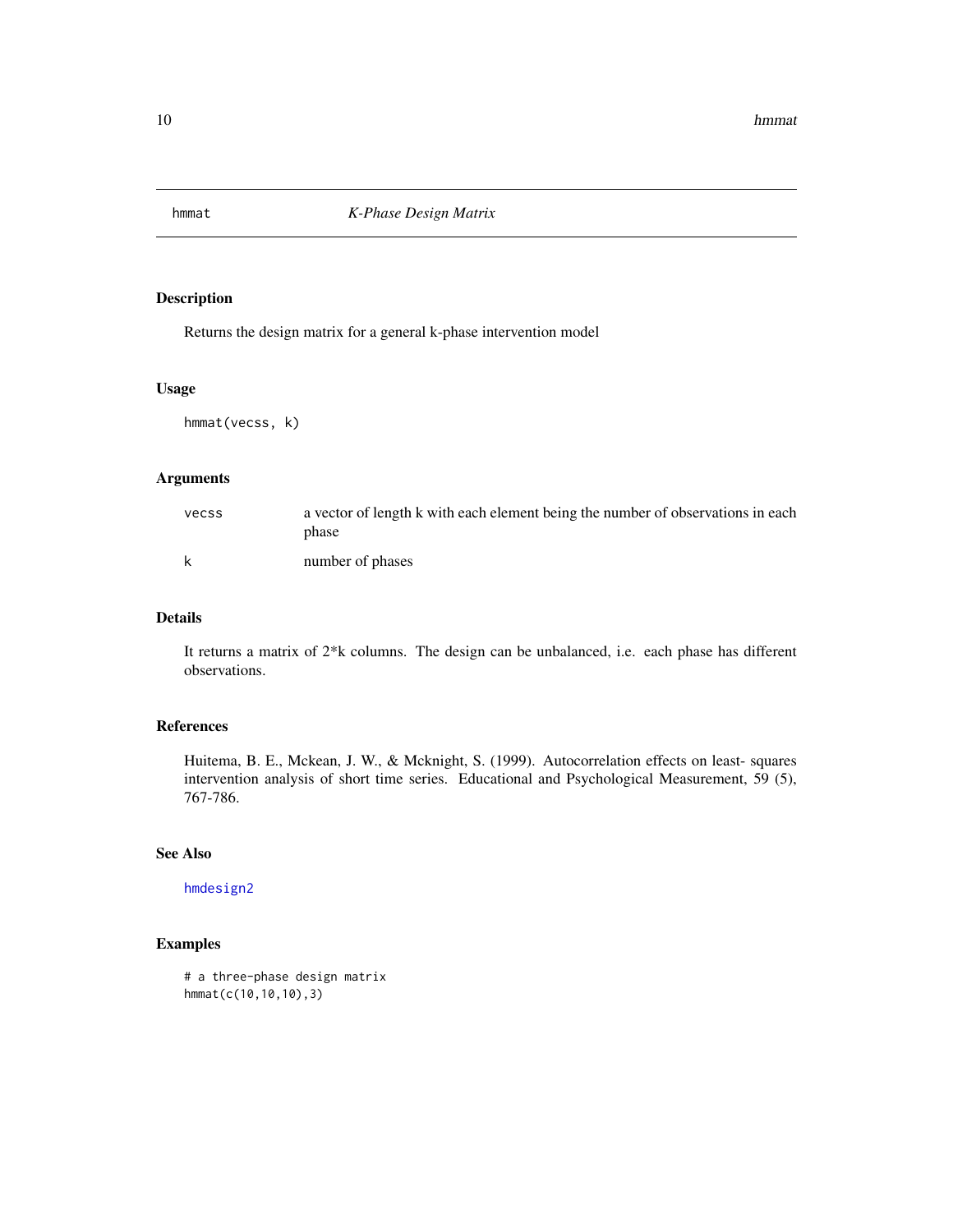# hmmat — *K-Phase Design Matrix*

## Description

Returns the design matrix for a general k-phase intervention model

## Usage

```
hmmat(vecss, k)
```

## Arguments

| | |
|---|---|
| vecss | a vector of length k with each element being the number of observations in each phase |
| k | number of phases |

## Details

It returns a matrix of 2*k columns. The design can be unbalanced, i.e. each phase has different observations.

## References

Huitema, B. E., Mckean, J. W., & Mcknight, S. (1999). Autocorrelation effects on least- squares intervention analysis of short time series. Educational and Psychological Measurement, 59 (5), 767-786.

## See Also

hmdesign2

## Examples

```
# a three-phase design matrix
hmmat(c(10,10,10),3)
```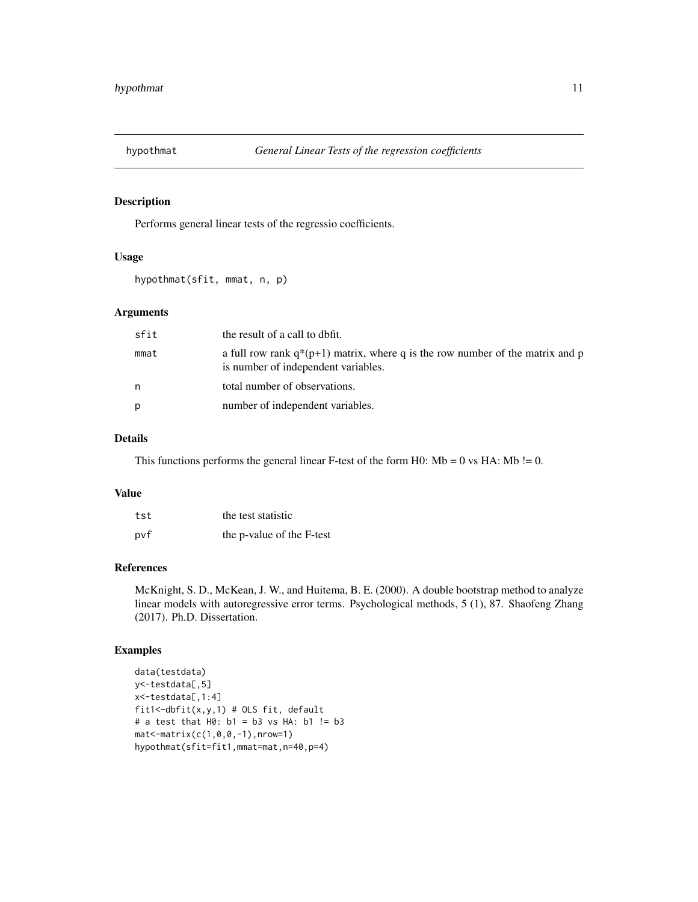## hypothmat — *General Linear Tests of the regression coefficients*

### Description

Performs general linear tests of the regressio coefficients.

### Usage

```
hypothmat(sfit, mmat, n, p)
```

### Arguments

| | |
|---|---|
| sfit | the result of a call to dbfit. |
| mmat | a full row rank q*(p+1) matrix, where q is the row number of the matrix and p is number of independent variables. |
| n | total number of observations. |
| p | number of independent variables. |

### Details

This functions performs the general linear F-test of the form H0: Mb = 0 vs HA: Mb != 0.

### Value

| | |
|---|---|
| tst | the test statistic |
| pvf | the p-value of the F-test |

### References

McKnight, S. D., McKean, J. W., and Huitema, B. E. (2000). A double bootstrap method to analyze linear models with autoregressive error terms. Psychological methods, 5 (1), 87. Shaofeng Zhang (2017). Ph.D. Dissertation.

### Examples

```
data(testdata)
y<-testdata[,5]
x<-testdata[,1:4]
fit1<-dbfit(x,y,1) # OLS fit, default
# a test that H0: b1 = b3 vs HA: b1 != b3
mat<-matrix(c(1,0,0,-1),nrow=1)
hypothmat(sfit=fit1,mmat=mat,n=40,p=4)
```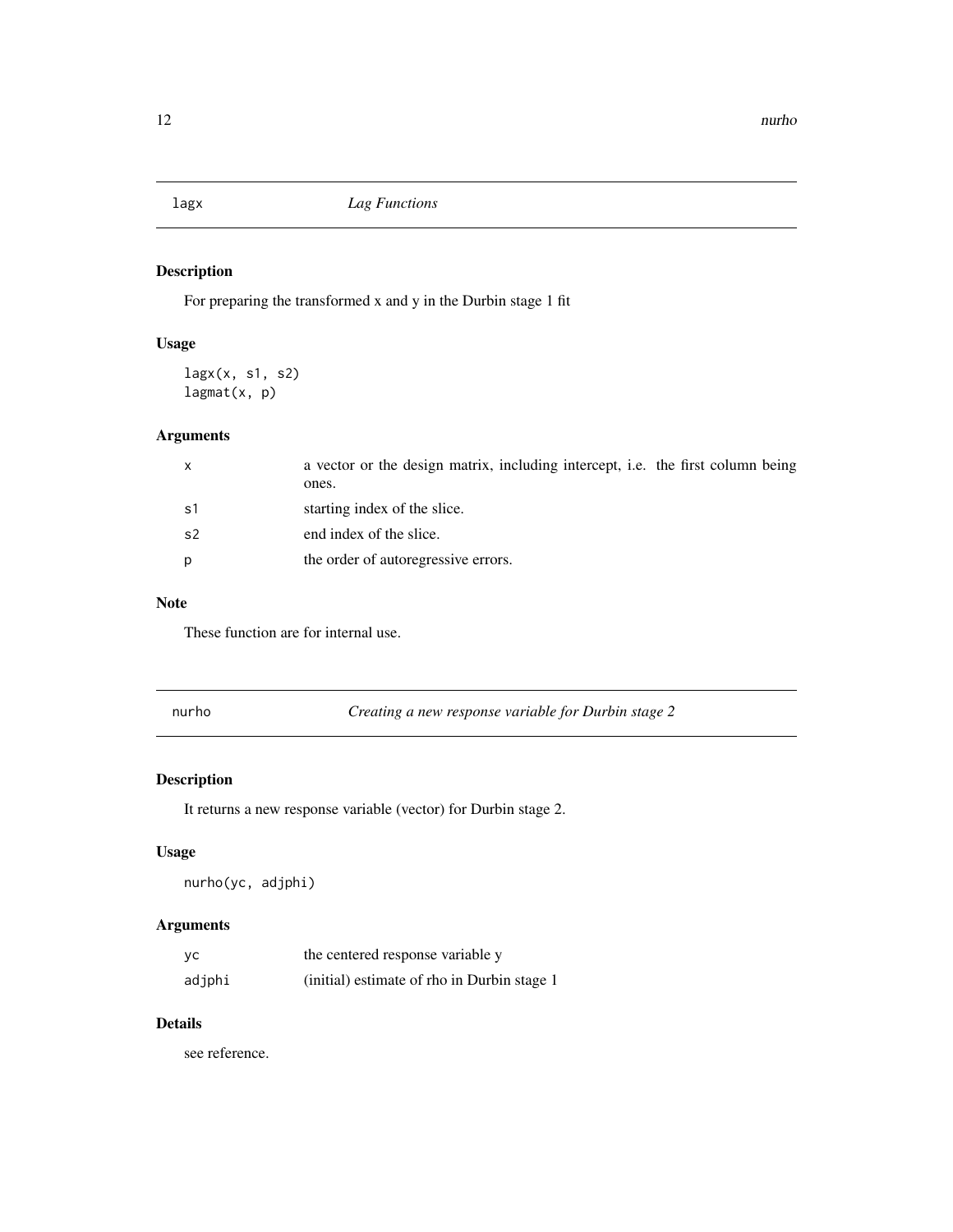## lagx *Lag Functions*

### Description

For preparing the transformed x and y in the Durbin stage 1 fit

### Usage

```
lagx(x, s1, s2)
lagmat(x, p)
```

### Arguments

| | |
|---|---|
| x | a vector or the design matrix, including intercept, i.e. the first column being ones. |
| s1 | starting index of the slice. |
| s2 | end index of the slice. |
| p | the order of autoregressive errors. |

### Note

These function are for internal use.

## nurho *Creating a new response variable for Durbin stage 2*

### Description

It returns a new response variable (vector) for Durbin stage 2.

### Usage

```
nurho(yc, adjphi)
```

### Arguments

| | |
|---|---|
| yc | the centered response variable y |
| adjphi | (initial) estimate of rho in Durbin stage 1 |

### Details

see reference.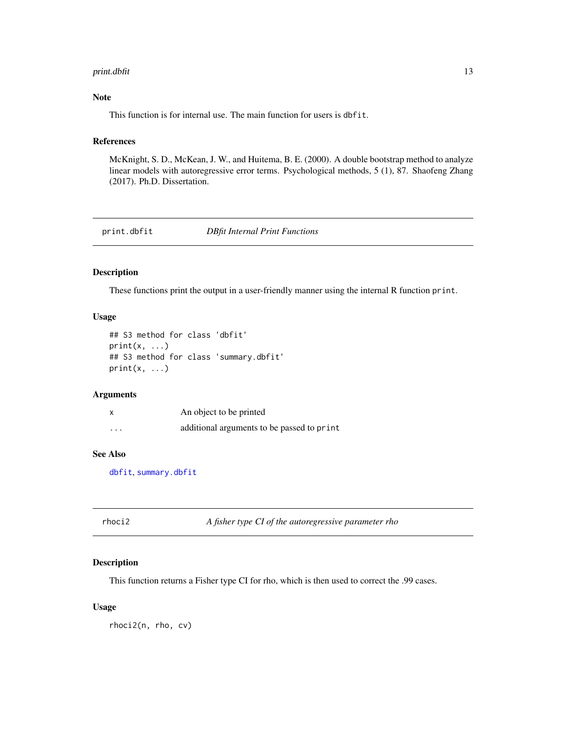## Note

This function is for internal use. The main function for users is `dbfit`.

## References

McKnight, S. D., McKean, J. W., and Huitema, B. E. (2000). A double bootstrap method to analyze linear models with autoregressive error terms. Psychological methods, 5 (1), 87. Shaofeng Zhang (2017). Ph.D. Dissertation.

---

# print.dbfit — *DBfit Internal Print Functions*

## Description

These functions print the output in a user-friendly manner using the internal R function `print`.

## Usage

```
## S3 method for class 'dbfit'
print(x, ...)
## S3 method for class 'summary.dbfit'
print(x, ...)
```

## Arguments

| | |
|---|---|
| `x` | An object to be printed |
| `...` | additional arguments to be passed to `print` |

## See Also

`dbfit`, `summary.dbfit`

---

# rhoci2 — *A fisher type CI of the autoregressive parameter rho*

## Description

This function returns a Fisher type CI for rho, which is then used to correct the .99 cases.

## Usage

```
rhoci2(n, rho, cv)
```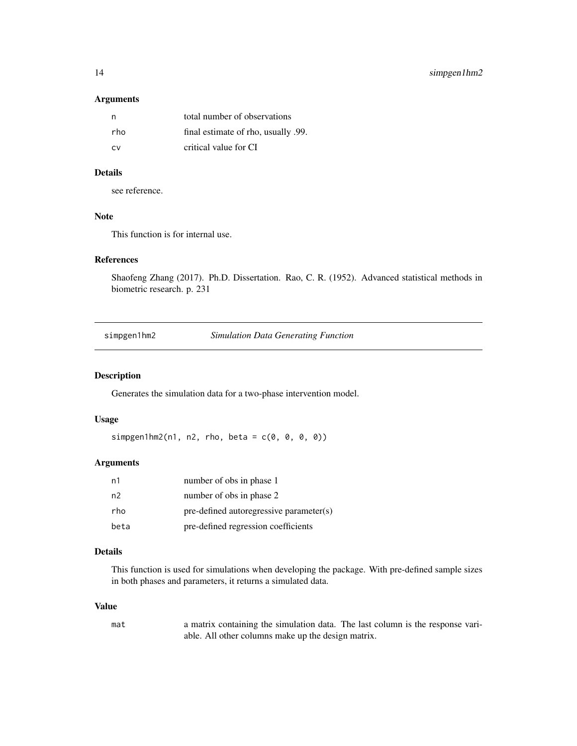### Arguments

| | |
|---|---|
| n | total number of observations |
| rho | final estimate of rho, usually .99. |
| cv | critical value for CI |

### Details

see reference.

### Note

This function is for internal use.

### References

Shaofeng Zhang (2017). Ph.D. Dissertation. Rao, C. R. (1952). Advanced statistical methods in biometric research. p. 231

---

## simpgen1hm2 — *Simulation Data Generating Function*

### Description

Generates the simulation data for a two-phase intervention model.

### Usage

```
simpgen1hm2(n1, n2, rho, beta = c(0, 0, 0, 0))
```

### Arguments

| | |
|---|---|
| n1 | number of obs in phase 1 |
| n2 | number of obs in phase 2 |
| rho | pre-defined autoregressive parameter(s) |
| beta | pre-defined regression coefficients |

### Details

This function is used for simulations when developing the package. With pre-defined sample sizes in both phases and parameters, it returns a simulated data.

### Value

| | |
|---|---|
| mat | a matrix containing the simulation data. The last column is the response variable. All other columns make up the design matrix. |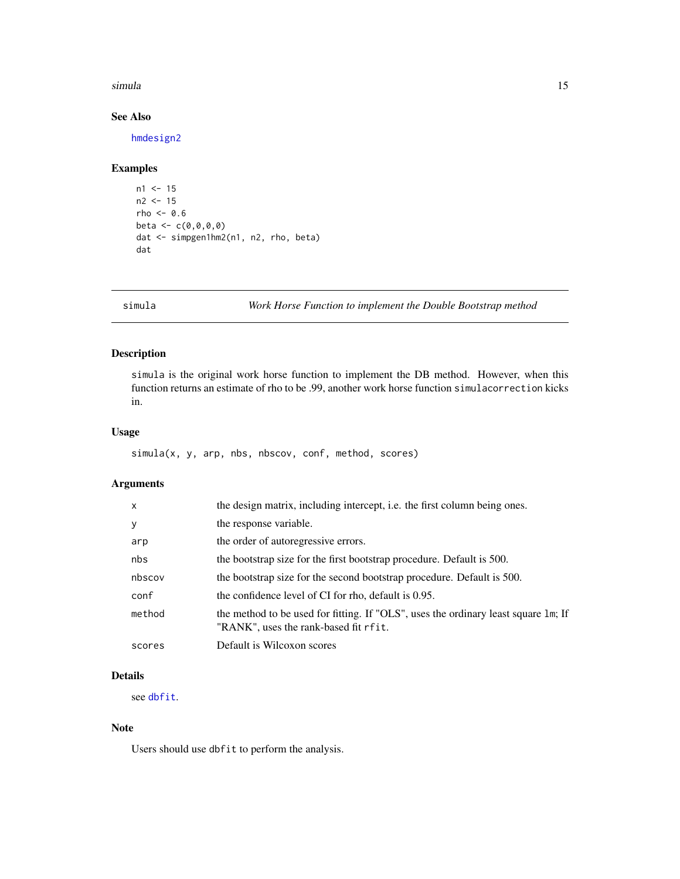## See Also

hmdesign2

## Examples

```
n1 <- 15
n2 <- 15
rho <- 0.6
beta <- c(0,0,0,0)
dat <- simpgen1hm2(n1, n2, rho, beta)
dat
```

---

## simula — *Work Horse Function to implement the Double Bootstrap method*

### Description

simula is the original work horse function to implement the DB method. However, when this function returns an estimate of rho to be .99, another work horse function simulacorrection kicks in.

### Usage

```
simula(x, y, arp, nbs, nbscov, conf, method, scores)
```

### Arguments

| | |
|---|---|
| x | the design matrix, including intercept, i.e. the first column being ones. |
| y | the response variable. |
| arp | the order of autoregressive errors. |
| nbs | the bootstrap size for the first bootstrap procedure. Default is 500. |
| nbscov | the bootstrap size for the second bootstrap procedure. Default is 500. |
| conf | the confidence level of CI for rho, default is 0.95. |
| method | the method to be used for fitting. If "OLS", uses the ordinary least square lm; If "RANK", uses the rank-based fit rfit. |
| scores | Default is Wilcoxon scores |

### Details

see dbfit.

### Note

Users should use dbfit to perform the analysis.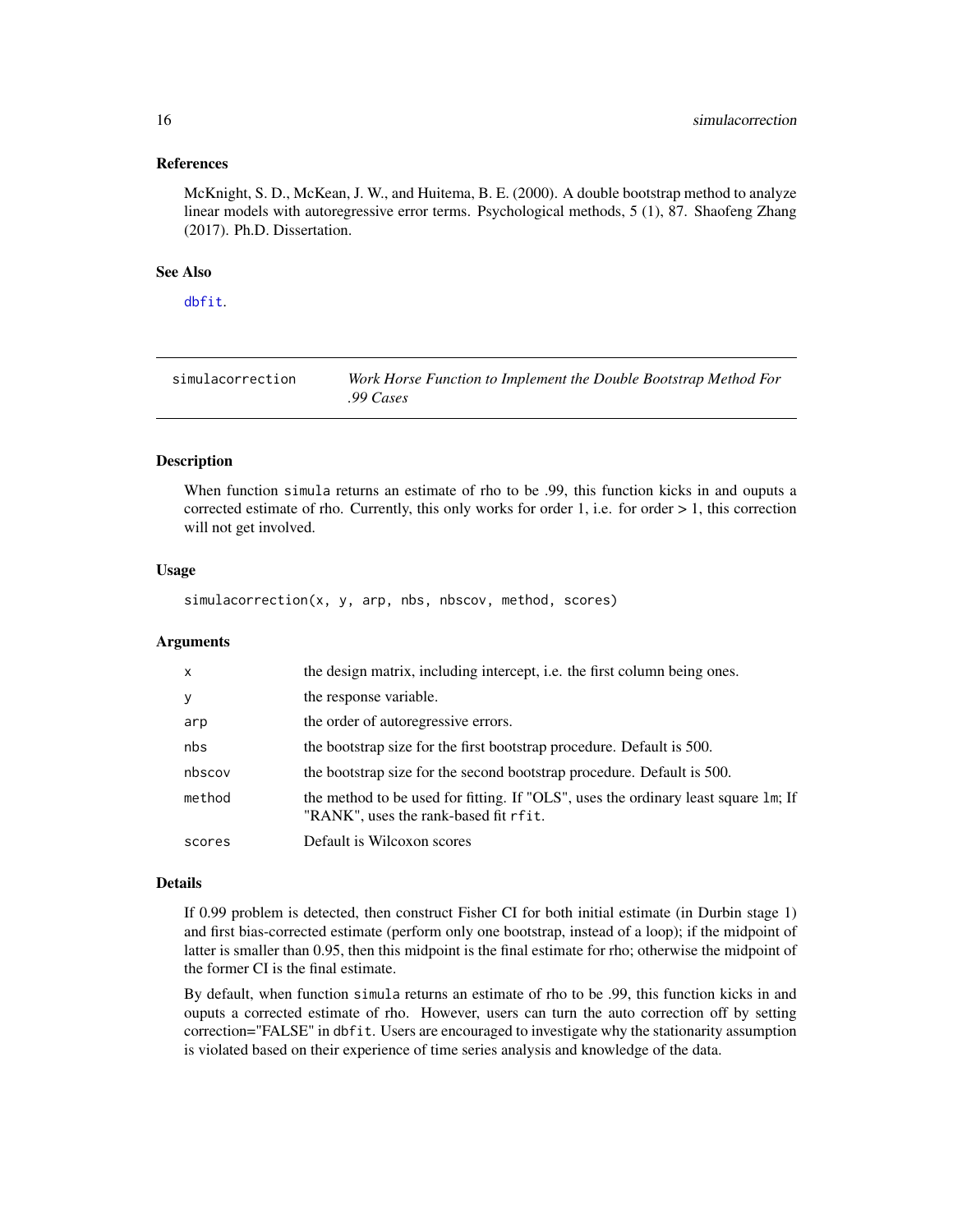## References

McKnight, S. D., McKean, J. W., and Huitema, B. E. (2000). A double bootstrap method to analyze linear models with autoregressive error terms. Psychological methods, 5 (1), 87. Shaofeng Zhang (2017). Ph.D. Dissertation.

## See Also

dbfit.

---

# simulacorrection — *Work Horse Function to Implement the Double Bootstrap Method For .99 Cases*

## Description

When function `simula` returns an estimate of rho to be .99, this function kicks in and ouputs a corrected estimate of rho. Currently, this only works for order 1, i.e. for order > 1, this correction will not get involved.

## Usage

```
simulacorrection(x, y, arp, nbs, nbscov, method, scores)
```

## Arguments

| | |
|---|---|
| x | the design matrix, including intercept, i.e. the first column being ones. |
| y | the response variable. |
| arp | the order of autoregressive errors. |
| nbs | the bootstrap size for the first bootstrap procedure. Default is 500. |
| nbscov | the bootstrap size for the second bootstrap procedure. Default is 500. |
| method | the method to be used for fitting. If "OLS", uses the ordinary least square `lm`; If "RANK", uses the rank-based fit `rfit`. |
| scores | Default is Wilcoxon scores |

## Details

If 0.99 problem is detected, then construct Fisher CI for both initial estimate (in Durbin stage 1) and first bias-corrected estimate (perform only one bootstrap, instead of a loop); if the midpoint of latter is smaller than 0.95, then this midpoint is the final estimate for rho; otherwise the midpoint of the former CI is the final estimate.

By default, when function `simula` returns an estimate of rho to be .99, this function kicks in and ouputs a corrected estimate of rho. However, users can turn the auto correction off by setting correction="FALSE" in `dbfit`. Users are encouraged to investigate why the stationarity assumption is violated based on their experience of time series analysis and knowledge of the data.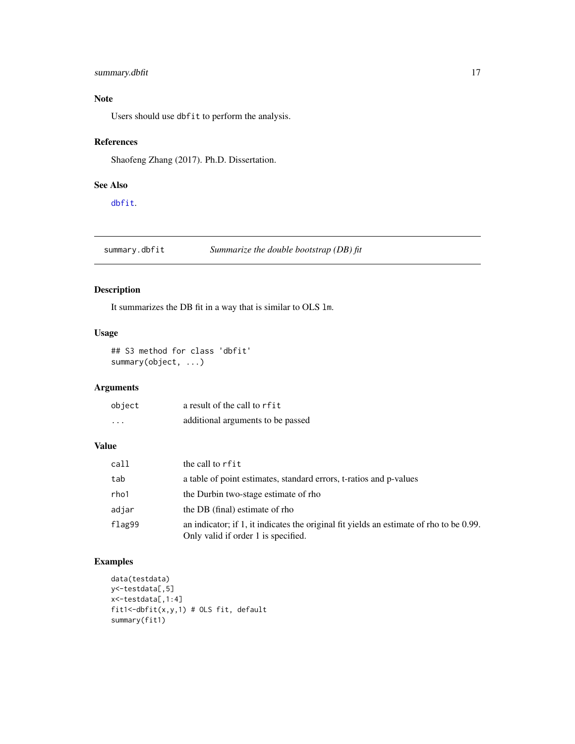## Note

Users should use `dbfit` to perform the analysis.

## References

Shaofeng Zhang (2017). Ph.D. Dissertation.

## See Also

`dbfit`.

---

# summary.dbfit — *Summarize the double bootstrap (DB) fit*

## Description

It summarizes the DB fit in a way that is similar to OLS `lm`.

## Usage

```
## S3 method for class 'dbfit'
summary(object, ...)
```

## Arguments

| | |
|---|---|
| `object` | a result of the call to `rfit` |
| `...` | additional arguments to be passed |

## Value

| | |
|---|---|
| `call` | the call to `rfit` |
| `tab` | a table of point estimates, standard errors, t-ratios and p-values |
| `rho1` | the Durbin two-stage estimate of rho |
| `adjar` | the DB (final) estimate of rho |
| `flag99` | an indicator; if 1, it indicates the original fit yields an estimate of rho to be 0.99. Only valid if order 1 is specified. |

## Examples

```
data(testdata)
y<-testdata[,5]
x<-testdata[,1:4]
fit1<-dbfit(x,y,1) # OLS fit, default
summary(fit1)
```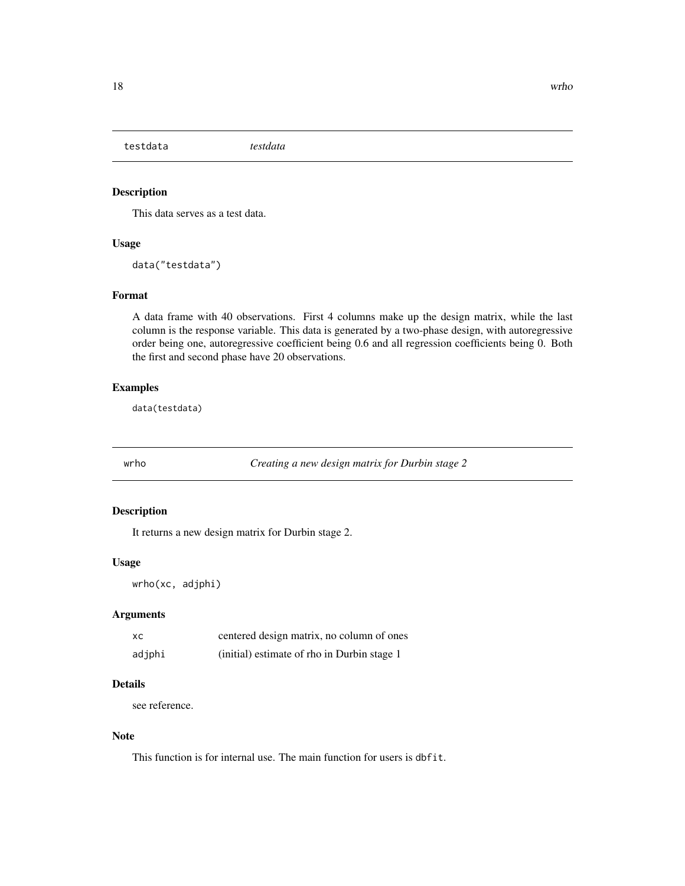## testdata *testdata*

### Description

This data serves as a test data.

### Usage

```
data("testdata")
```

### Format

A data frame with 40 observations. First 4 columns make up the design matrix, while the last column is the response variable. This data is generated by a two-phase design, with autoregressive order being one, autoregressive coefficient being 0.6 and all regression coefficients being 0. Both the first and second phase have 20 observations.

### Examples

```
data(testdata)
```

## wrho *Creating a new design matrix for Durbin stage 2*

### Description

It returns a new design matrix for Durbin stage 2.

### Usage

```
wrho(xc, adjphi)
```

### Arguments

| | |
|---|---|
| xc | centered design matrix, no column of ones |
| adjphi | (initial) estimate of rho in Durbin stage 1 |

### Details

see reference.

### Note

This function is for internal use. The main function for users is `dbfit`.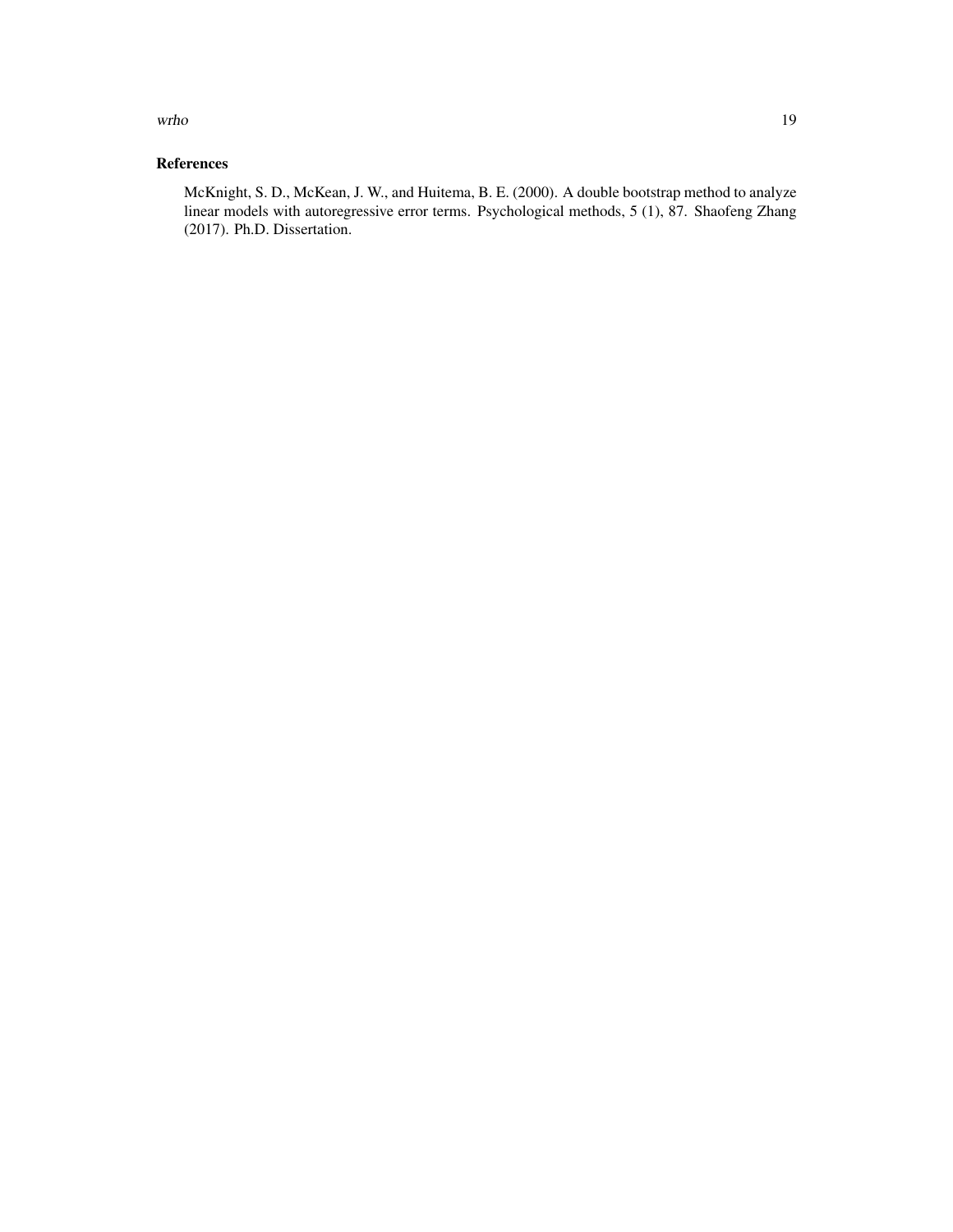### References

McKnight, S. D., McKean, J. W., and Huitema, B. E. (2000). A double bootstrap method to analyze linear models with autoregressive error terms. Psychological methods, 5 (1), 87. Shaofeng Zhang (2017). Ph.D. Dissertation.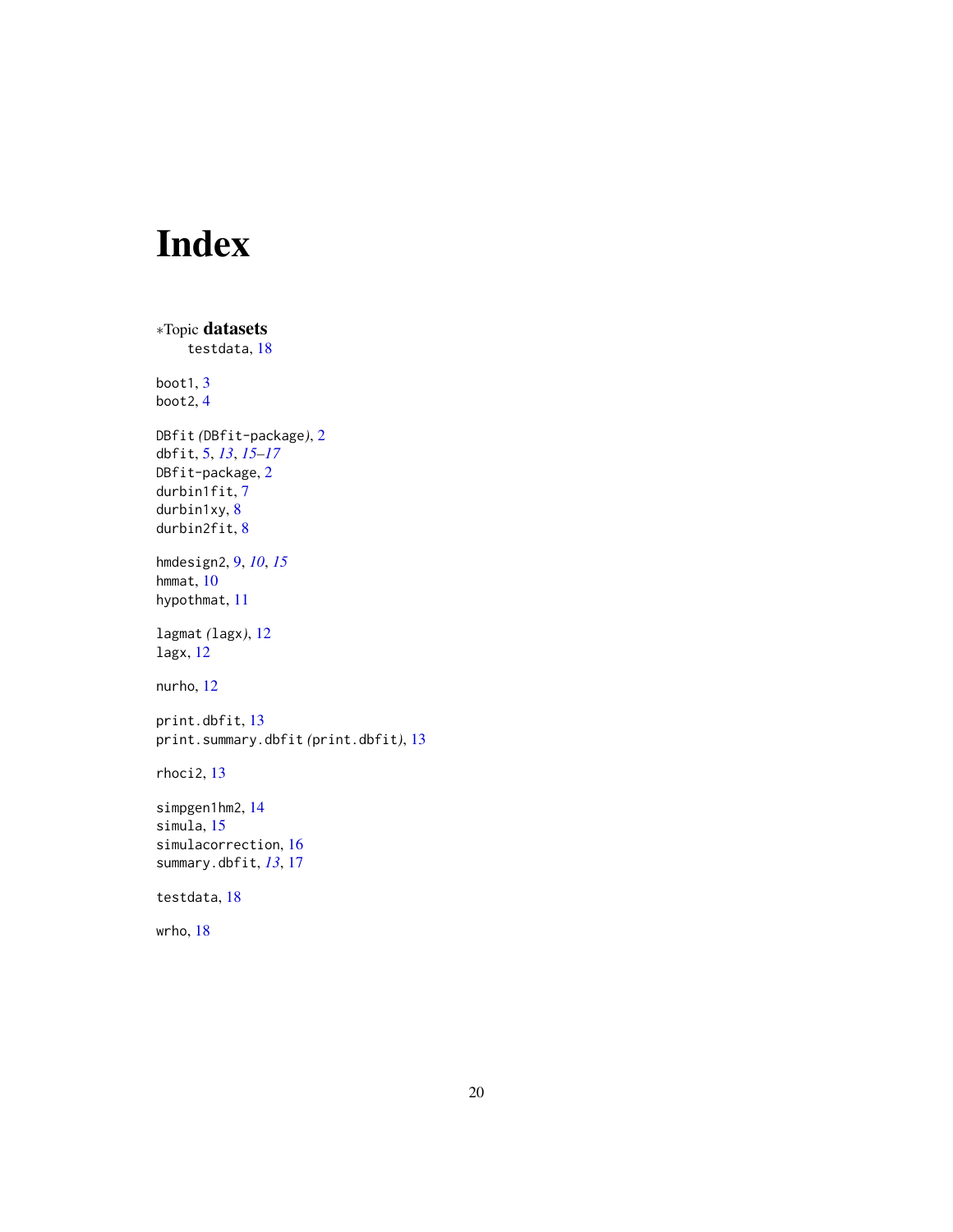# Index

*Topic **datasets**
  testdata, 18

boot1, 3
boot2, 4

DBfit *(*DBfit-package*)*, 2
dbfit, 5, *13*, *15–17*
DBfit-package, 2
durbin1fit, 7
durbin1xy, 8
durbin2fit, 8

hmdesign2, 9, *10*, *15*
hmmat, 10
hypothmat, 11

lagmat *(*lagx*)*, 12
lagx, 12

nurho, 12

print.dbfit, 13
print.summary.dbfit *(*print.dbfit*)*, 13

rhoci2, 13

simpgen1hm2, 14
simula, 15
simulacorrection, 16
summary.dbfit, *13*, 17

testdata, 18

wrho, 18